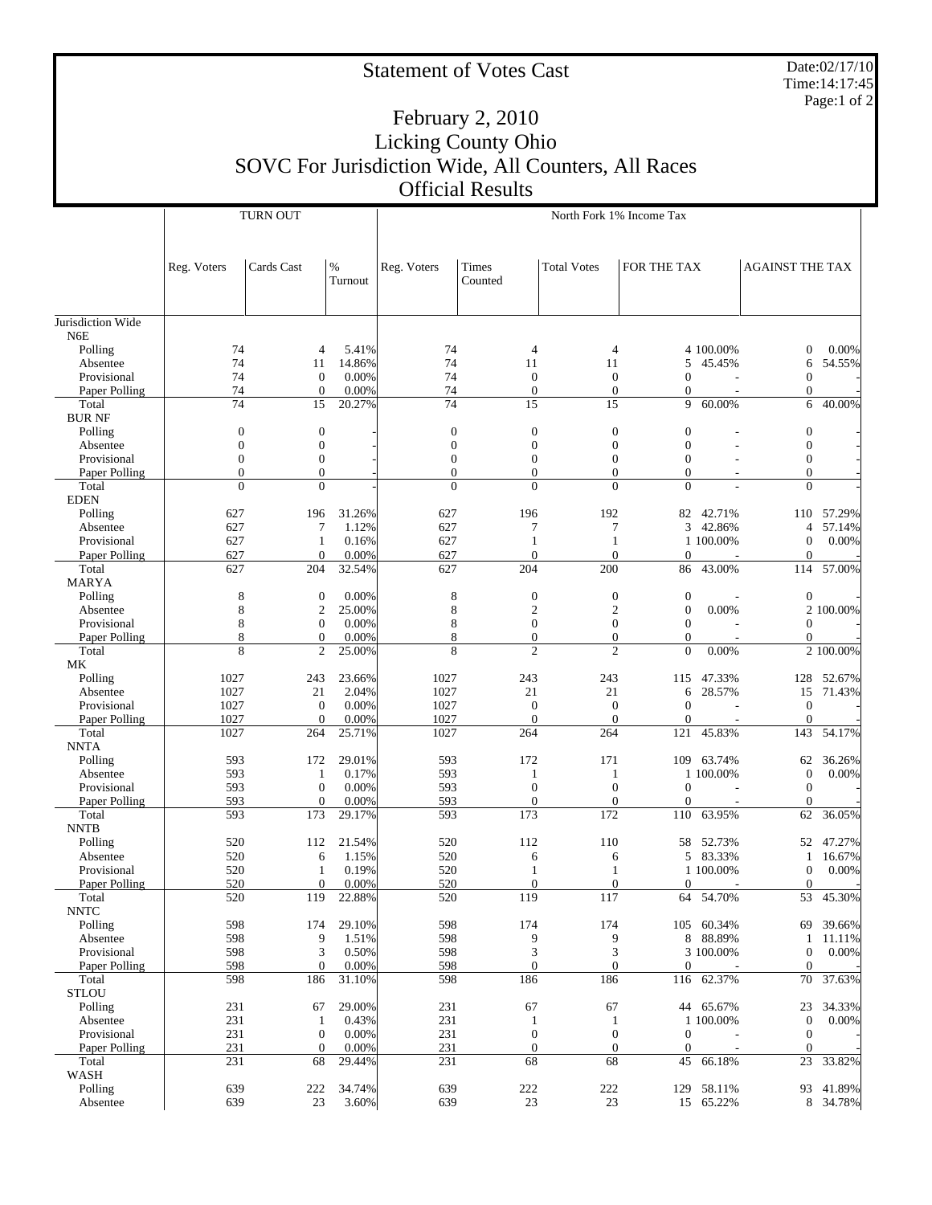# Statement of Votes Cast

Date:02/17/10
Time:14:17:45

## February 2, 2010
## Licking County Ohio
## SOVC For Jurisdiction Wide, All Counters, All Races
## Official Results

| | TURN OUT | | | North Fork 1% Income Tax | | | | | | |
|---|---|---|---|---|---|---|---|---|---|---|
| | Reg. Voters | Cards Cast | % Turnout | Reg. Voters | Times Counted | Total Votes | FOR THE TAX | | AGAINST THE TAX | |
| Jurisdiction Wide | | | | | | | | | | |
| N6E | | | | | | | | | | |
| Polling | 74 | 4 | 5.41% | 74 | 4 | 4 | 4 | 100.00% | 0 | 0.00% |
| Absentee | 74 | 11 | 14.86% | 74 | 11 | 11 | 5 | 45.45% | 6 | 54.55% |
| Provisional | 74 | 0 | 0.00% | 74 | 0 | 0 | 0 | - | 0 | - |
| Paper Polling | 74 | 0 | 0.00% | 74 | 0 | 0 | 0 | - | 0 | - |
| Total | 74 | 15 | 20.27% | 74 | 15 | 15 | 9 | 60.00% | 6 | 40.00% |
| BUR NF | | | | | | | | | | |
| Polling | 0 | 0 | - | 0 | 0 | 0 | 0 | - | 0 | - |
| Absentee | 0 | 0 | - | 0 | 0 | 0 | 0 | - | 0 | - |
| Provisional | 0 | 0 | - | 0 | 0 | 0 | 0 | - | 0 | - |
| Paper Polling | 0 | 0 | - | 0 | 0 | 0 | 0 | - | 0 | - |
| Total | 0 | 0 | - | 0 | 0 | 0 | 0 | - | 0 | - |
| EDEN | | | | | | | | | | |
| Polling | 627 | 196 | 31.26% | 627 | 196 | 192 | 82 | 42.71% | 110 | 57.29% |
| Absentee | 627 | 7 | 1.12% | 627 | 7 | 7 | 3 | 42.86% | 4 | 57.14% |
| Provisional | 627 | 1 | 0.16% | 627 | 1 | 1 | 1 | 100.00% | 0 | 0.00% |
| Paper Polling | 627 | 0 | 0.00% | 627 | 0 | 0 | 0 | - | 0 | - |
| Total | 627 | 204 | 32.54% | 627 | 204 | 200 | 86 | 43.00% | 114 | 57.00% |
| MARYA | | | | | | | | | | |
| Polling | 8 | 0 | 0.00% | 8 | 0 | 0 | 0 | - | 0 | - |
| Absentee | 8 | 2 | 25.00% | 8 | 2 | 2 | 0 | 0.00% | 2 | 100.00% |
| Provisional | 8 | 0 | 0.00% | 8 | 0 | 0 | 0 | - | 0 | - |
| Paper Polling | 8 | 0 | 0.00% | 8 | 0 | 0 | 0 | - | 0 | - |
| Total | 8 | 2 | 25.00% | 8 | 2 | 2 | 0 | 0.00% | 2 | 100.00% |
| MK | | | | | | | | | | |
| Polling | 1027 | 243 | 23.66% | 1027 | 243 | 243 | 115 | 47.33% | 128 | 52.67% |
| Absentee | 1027 | 21 | 2.04% | 1027 | 21 | 21 | 6 | 28.57% | 15 | 71.43% |
| Provisional | 1027 | 0 | 0.00% | 1027 | 0 | 0 | 0 | - | 0 | - |
| Paper Polling | 1027 | 0 | 0.00% | 1027 | 0 | 0 | 0 | - | 0 | - |
| Total | 1027 | 264 | 25.71% | 1027 | 264 | 264 | 121 | 45.83% | 143 | 54.17% |
| NNTA | | | | | | | | | | |
| Polling | 593 | 172 | 29.01% | 593 | 172 | 171 | 109 | 63.74% | 62 | 36.26% |
| Absentee | 593 | 1 | 0.17% | 593 | 1 | 1 | 1 | 100.00% | 0 | 0.00% |
| Provisional | 593 | 0 | 0.00% | 593 | 0 | 0 | 0 | - | 0 | - |
| Paper Polling | 593 | 0 | 0.00% | 593 | 0 | 0 | 0 | - | 0 | - |
| Total | 593 | 173 | 29.17% | 593 | 173 | 172 | 110 | 63.95% | 62 | 36.05% |
| NNTB | | | | | | | | | | |
| Polling | 520 | 112 | 21.54% | 520 | 112 | 110 | 58 | 52.73% | 52 | 47.27% |
| Absentee | 520 | 6 | 1.15% | 520 | 6 | 6 | 5 | 83.33% | 1 | 16.67% |
| Provisional | 520 | 1 | 0.19% | 520 | 1 | 1 | 1 | 100.00% | 0 | 0.00% |
| Paper Polling | 520 | 0 | 0.00% | 520 | 0 | 0 | 0 | - | 0 | - |
| Total | 520 | 119 | 22.88% | 520 | 119 | 117 | 64 | 54.70% | 53 | 45.30% |
| NNTC | | | | | | | | | | |
| Polling | 598 | 174 | 29.10% | 598 | 174 | 174 | 105 | 60.34% | 69 | 39.66% |
| Absentee | 598 | 9 | 1.51% | 598 | 9 | 9 | 8 | 88.89% | 1 | 11.11% |
| Provisional | 598 | 3 | 0.50% | 598 | 3 | 3 | 3 | 100.00% | 0 | 0.00% |
| Paper Polling | 598 | 0 | 0.00% | 598 | 0 | 0 | 0 | - | 0 | - |
| Total | 598 | 186 | 31.10% | 598 | 186 | 186 | 116 | 62.37% | 70 | 37.63% |
| STLOU | | | | | | | | | | |
| Polling | 231 | 67 | 29.00% | 231 | 67 | 67 | 44 | 65.67% | 23 | 34.33% |
| Absentee | 231 | 1 | 0.43% | 231 | 1 | 1 | 1 | 100.00% | 0 | 0.00% |
| Provisional | 231 | 0 | 0.00% | 231 | 0 | 0 | 0 | - | 0 | - |
| Paper Polling | 231 | 0 | 0.00% | 231 | 0 | 0 | 0 | - | 0 | - |
| Total | 231 | 68 | 29.44% | 231 | 68 | 68 | 45 | 66.18% | 23 | 33.82% |
| WASH | | | | | | | | | | |
| Polling | 639 | 222 | 34.74% | 639 | 222 | 222 | 129 | 58.11% | 93 | 41.89% |
| Absentee | 639 | 23 | 3.60% | 639 | 23 | 23 | 15 | 65.22% | 8 | 34.78% |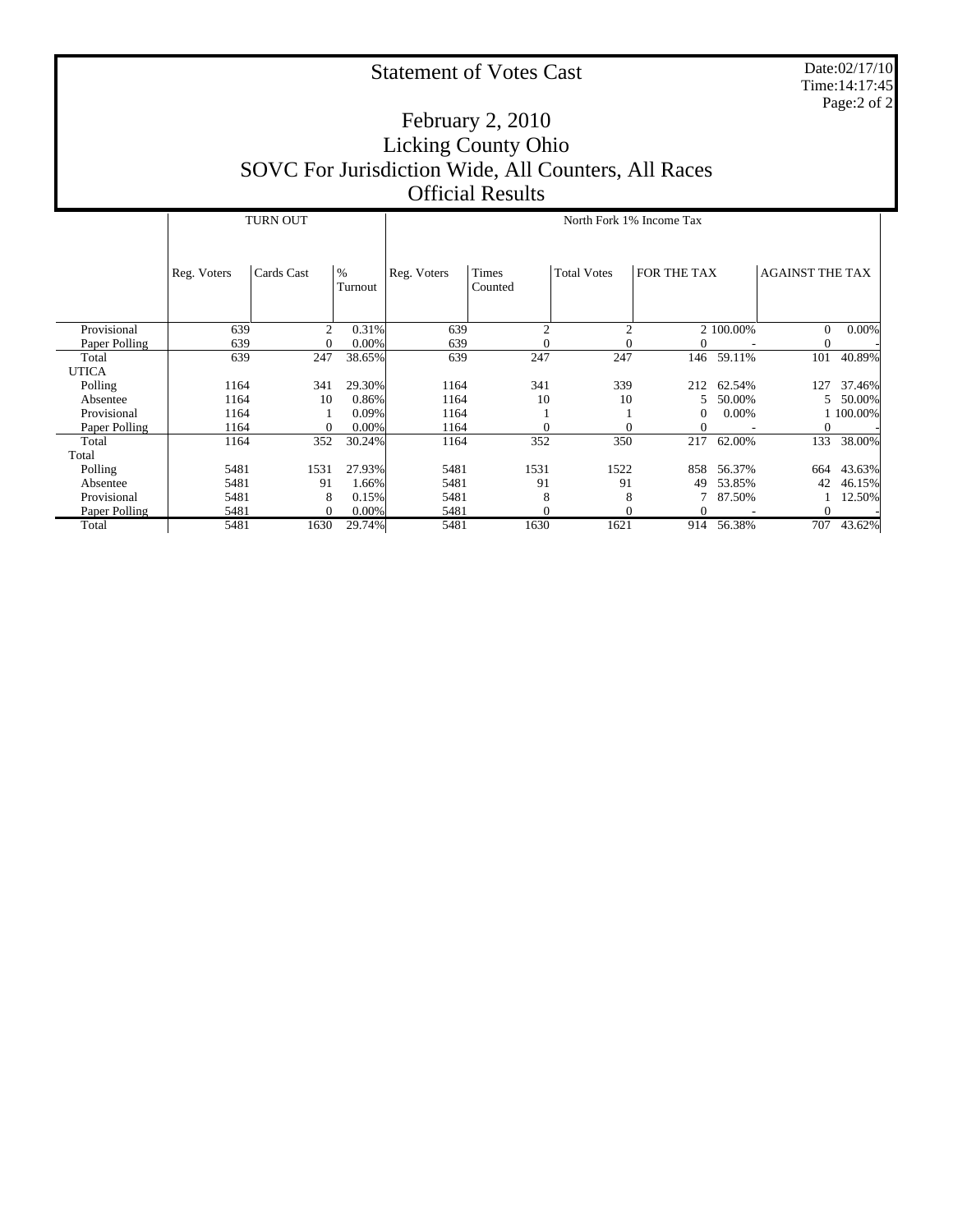# Statement of Votes Cast

Date:02/17/10
Time:14:17:45

## February 2, 2010
## Licking County Ohio
## SOVC For Jurisdiction Wide, All Counters, All Races
## Official Results

| | TURN OUT | | | North Fork 1% Income Tax | | | | | | |
|---|---|---|---|---|---|---|---|---|---|---|
| | Reg. Voters | Cards Cast | % Turnout | Reg. Voters | Times Counted | Total Votes | FOR THE TAX | | AGAINST THE TAX | |
| Provisional | 639 | 2 | 0.31% | 639 | 2 | 2 | 2 | 100.00% | 0 | 0.00% |
| Paper Polling | 639 | 0 | 0.00% | 639 | 0 | 0 | 0 | - | 0 | - |
| Total | 639 | 247 | 38.65% | 639 | 247 | 247 | 146 | 59.11% | 101 | 40.89% |
| UTICA | | | | | | | | | | |
| Polling | 1164 | 341 | 29.30% | 1164 | 341 | 339 | 212 | 62.54% | 127 | 37.46% |
| Absentee | 1164 | 10 | 0.86% | 1164 | 10 | 10 | 5 | 50.00% | 5 | 50.00% |
| Provisional | 1164 | 1 | 0.09% | 1164 | 1 | 1 | 0 | 0.00% | 1 | 100.00% |
| Paper Polling | 1164 | 0 | 0.00% | 1164 | 0 | 0 | 0 | - | 0 | - |
| Total | 1164 | 352 | 30.24% | 1164 | 352 | 350 | 217 | 62.00% | 133 | 38.00% |
| Total | | | | | | | | | | |
| Polling | 5481 | 1531 | 27.93% | 5481 | 1531 | 1522 | 858 | 56.37% | 664 | 43.63% |
| Absentee | 5481 | 91 | 1.66% | 5481 | 91 | 91 | 49 | 53.85% | 42 | 46.15% |
| Provisional | 5481 | 8 | 0.15% | 5481 | 8 | 8 | 7 | 87.50% | 1 | 12.50% |
| Paper Polling | 5481 | 0 | 0.00% | 5481 | 0 | 0 | 0 | - | 0 | - |
| Total | 5481 | 1630 | 29.74% | 5481 | 1630 | 1621 | 914 | 56.38% | 707 | 43.62% |